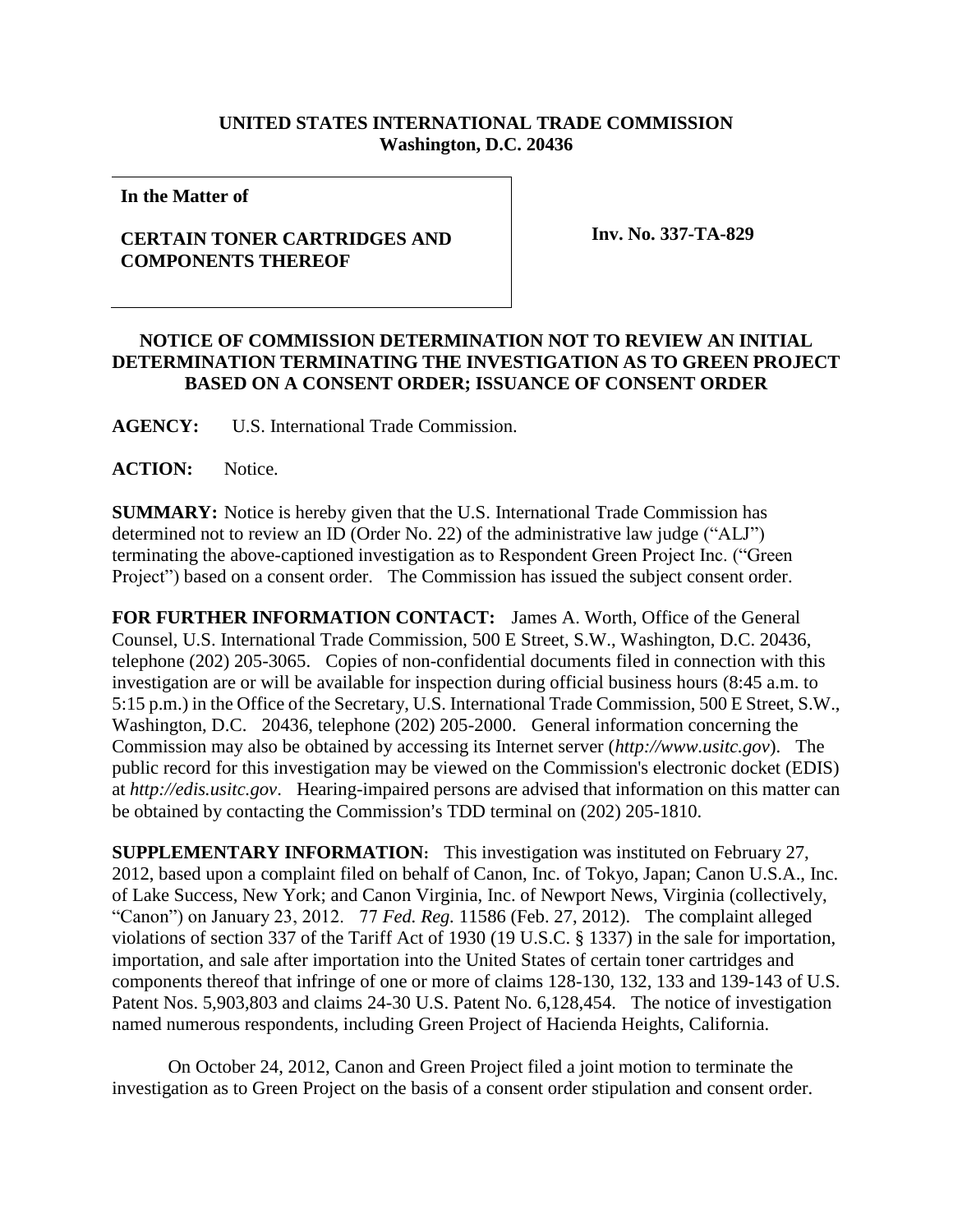**UNITED STATES INTERNATIONAL TRADE COMMISSION**
**Washington, D.C. 20436**

**In the Matter of**

**CERTAIN TONER CARTRIDGES AND COMPONENTS THEREOF**

**Inv. No. 337-TA-829**

**NOTICE OF COMMISSION DETERMINATION NOT TO REVIEW AN INITIAL DETERMINATION TERMINATING THE INVESTIGATION AS TO GREEN PROJECT BASED ON A CONSENT ORDER; ISSUANCE OF CONSENT ORDER**

**AGENCY:** U.S. International Trade Commission.

**ACTION:** Notice.

**SUMMARY:** Notice is hereby given that the U.S. International Trade Commission has determined not to review an ID (Order No. 22) of the administrative law judge ("ALJ") terminating the above-captioned investigation as to Respondent Green Project Inc. ("Green Project") based on a consent order. The Commission has issued the subject consent order.

**FOR FURTHER INFORMATION CONTACT:** James A. Worth, Office of the General Counsel, U.S. International Trade Commission, 500 E Street, S.W., Washington, D.C. 20436, telephone (202) 205-3065. Copies of non-confidential documents filed in connection with this investigation are or will be available for inspection during official business hours (8:45 a.m. to 5:15 p.m.) in the Office of the Secretary, U.S. International Trade Commission, 500 E Street, S.W., Washington, D.C. 20436, telephone (202) 205-2000. General information concerning the Commission may also be obtained by accessing its Internet server (*http://www.usitc.gov*). The public record for this investigation may be viewed on the Commission's electronic docket (EDIS) at *http://edis.usitc.gov*. Hearing-impaired persons are advised that information on this matter can be obtained by contacting the Commission's TDD terminal on (202) 205-1810.

**SUPPLEMENTARY INFORMATION:** This investigation was instituted on February 27, 2012, based upon a complaint filed on behalf of Canon, Inc. of Tokyo, Japan; Canon U.S.A., Inc. of Lake Success, New York; and Canon Virginia, Inc. of Newport News, Virginia (collectively, "Canon") on January 23, 2012. 77 *Fed. Reg.* 11586 (Feb. 27, 2012). The complaint alleged violations of section 337 of the Tariff Act of 1930 (19 U.S.C. § 1337) in the sale for importation, importation, and sale after importation into the United States of certain toner cartridges and components thereof that infringe of one or more of claims 128-130, 132, 133 and 139-143 of U.S. Patent Nos. 5,903,803 and claims 24-30 U.S. Patent No. 6,128,454. The notice of investigation named numerous respondents, including Green Project of Hacienda Heights, California.

On October 24, 2012, Canon and Green Project filed a joint motion to terminate the investigation as to Green Project on the basis of a consent order stipulation and consent order.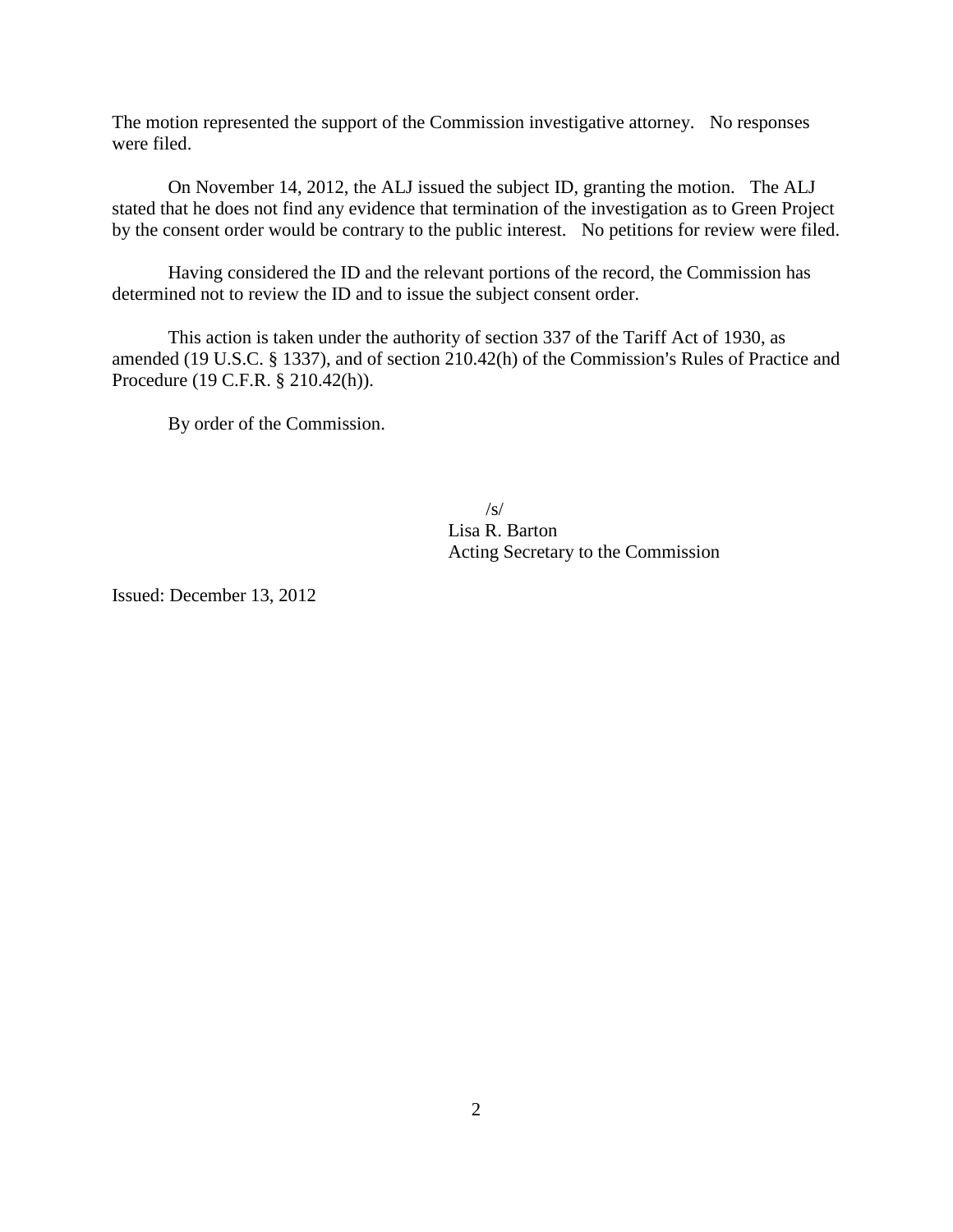The motion represented the support of the Commission investigative attorney. No responses were filed.

On November 14, 2012, the ALJ issued the subject ID, granting the motion. The ALJ stated that he does not find any evidence that termination of the investigation as to Green Project by the consent order would be contrary to the public interest. No petitions for review were filed.

Having considered the ID and the relevant portions of the record, the Commission has determined not to review the ID and to issue the subject consent order.

This action is taken under the authority of section 337 of the Tariff Act of 1930, as amended (19 U.S.C. § 1337), and of section 210.42(h) of the Commission's Rules of Practice and Procedure (19 C.F.R. § 210.42(h)).

By order of the Commission.

/s/
Lisa R. Barton
Acting Secretary to the Commission

Issued: December 13, 2012